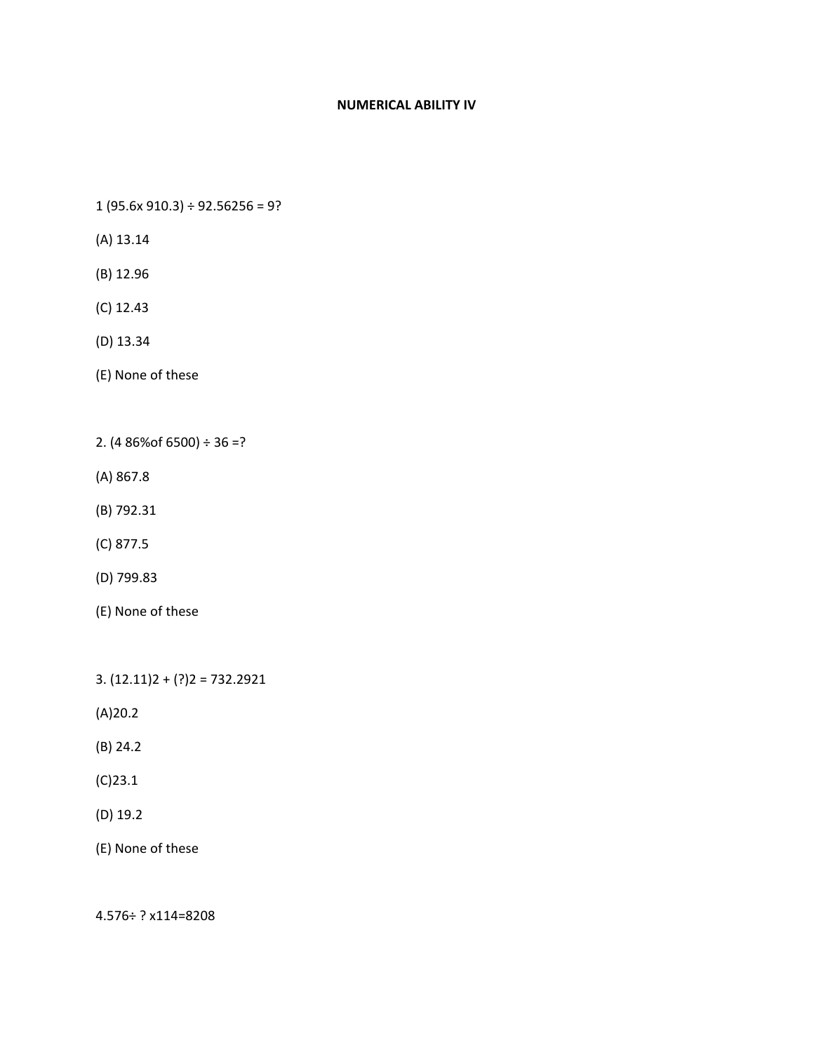# NUMERICAL ABILITY IV

1 (95.6x 910.3) ÷ 92.56256 = 9?

(A) 13.14

(B) 12.96

(C) 12.43

(D) 13.34

(E) None of these

2. (4 86%of 6500) ÷ 36 =?

(A) 867.8

(B) 792.31

(C) 877.5

(D) 799.83

(E) None of these

3. (12.11)2 + (?)2 = 732.2921

(A)20.2

(B) 24.2

(C)23.1

(D) 19.2

(E) None of these

4.576÷ ? x114=8208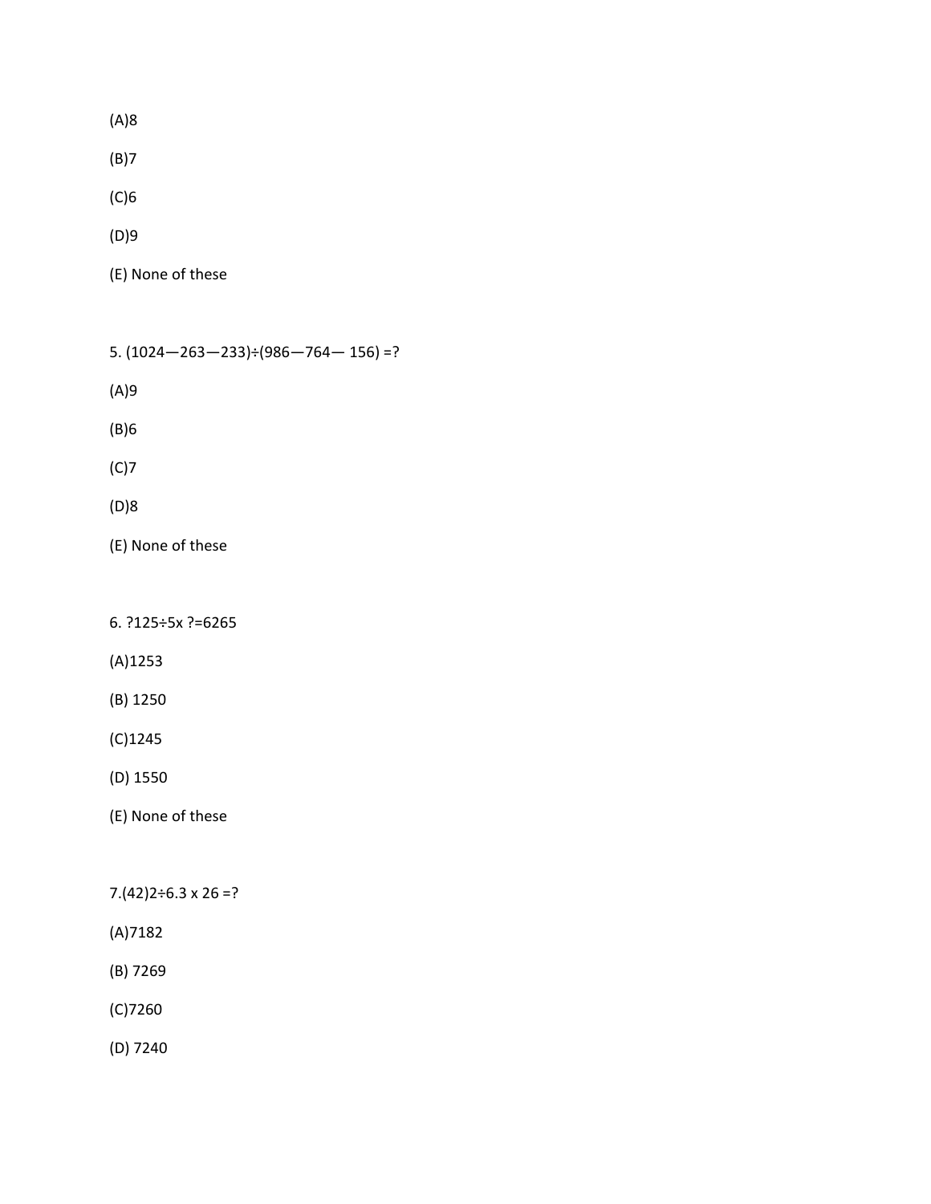(A)8

(B)7

(C)6

(D)9

(E) None of these

5. (1024—263—233)÷(986—764— 156) =?

(A)9

(B)6

(C)7

(D)8

(E) None of these

6. ?125÷5x ?=6265

(A)1253

(B) 1250

(C)1245

(D) 1550

(E) None of these

7.(42)2÷6.3 x 26 =?

(A)7182

(B) 7269

(C)7260

(D) 7240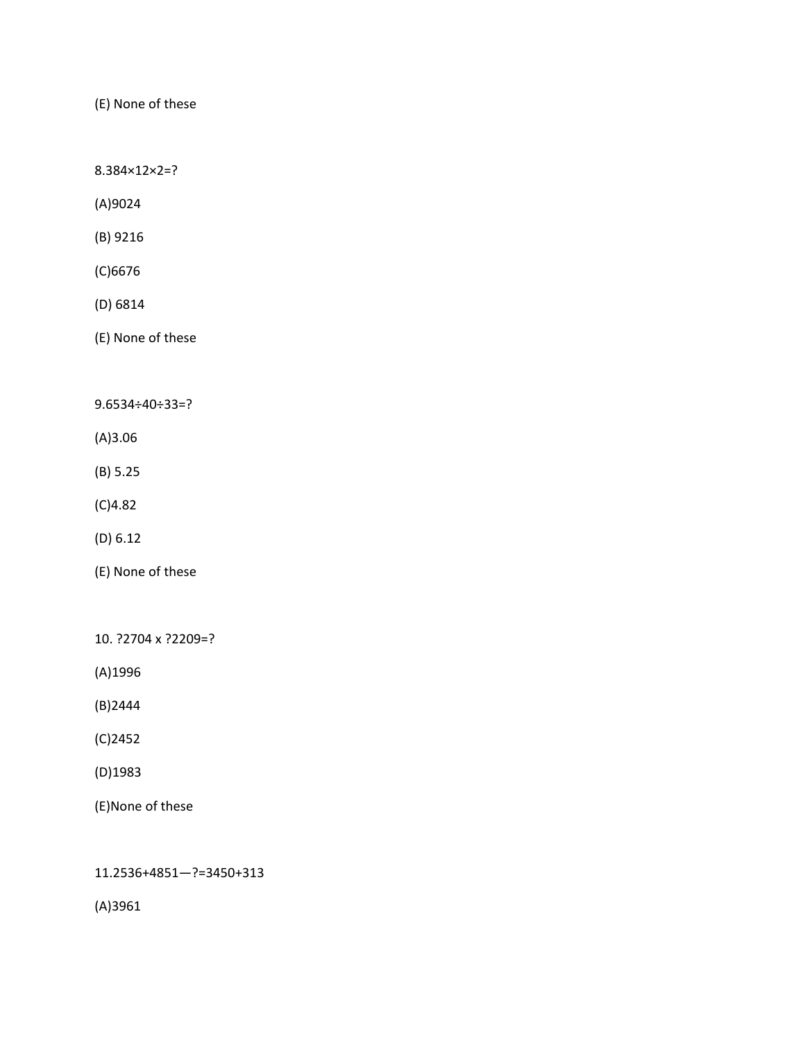(E) None of these

8.384×12×2=?

(A)9024

(B) 9216

(C)6676

(D) 6814

(E) None of these

9.6534÷40÷33=?

(A)3.06

(B) 5.25

(C)4.82

(D) 6.12

(E) None of these

10. ?2704 x ?2209=?

(A)1996

(B)2444

(C)2452

(D)1983

(E)None of these

11.2536+4851—?=3450+313

(A)3961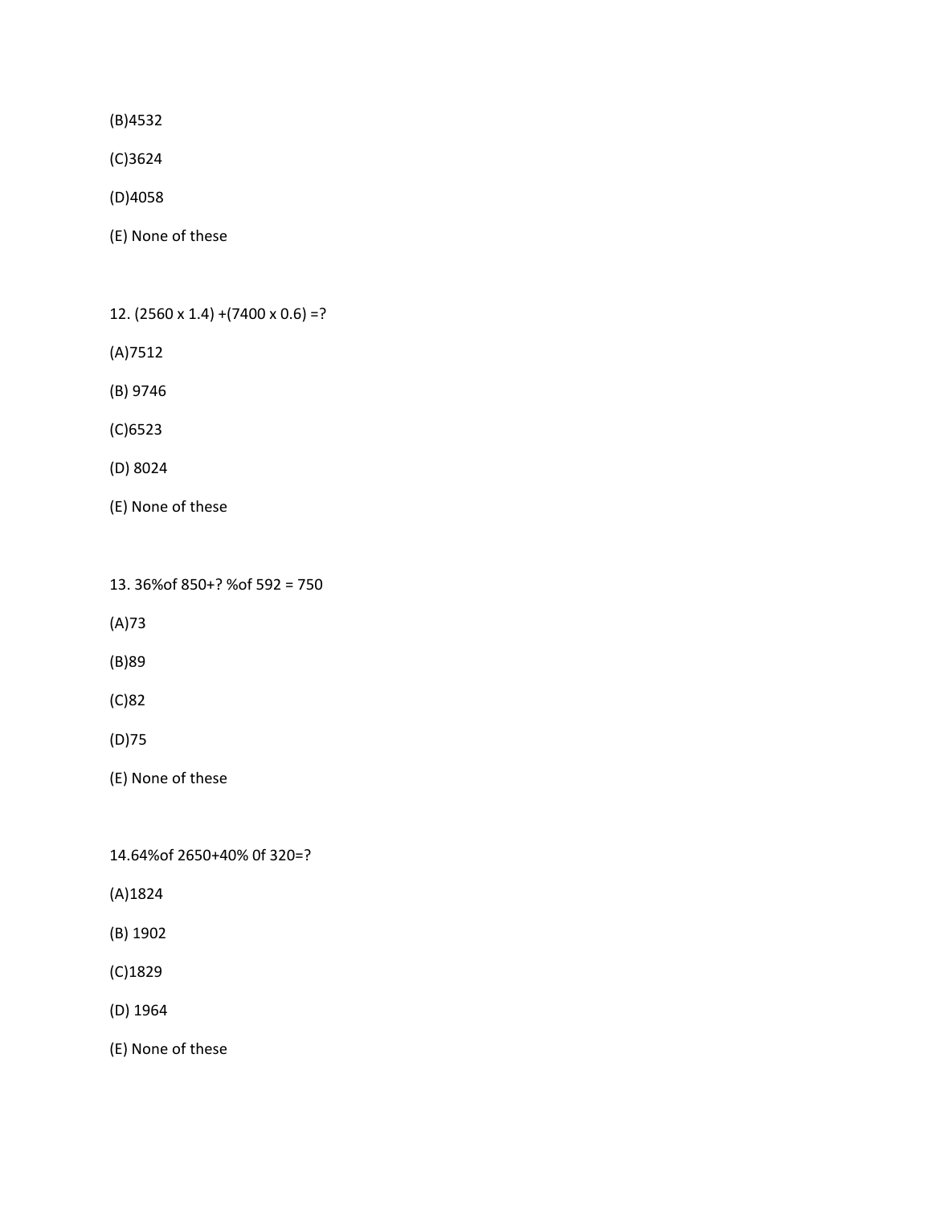(B)4532

(C)3624

(D)4058

(E) None of these

12. (2560 x 1.4) +(7400 x 0.6) =?

(A)7512

(B) 9746

(C)6523

(D) 8024

(E) None of these

13. 36%of 850+? %of 592 = 750

(A)73

(B)89

(C)82

(D)75

(E) None of these

14.64%of 2650+40% 0f 320=?

(A)1824

(B) 1902

(C)1829

(D) 1964

(E) None of these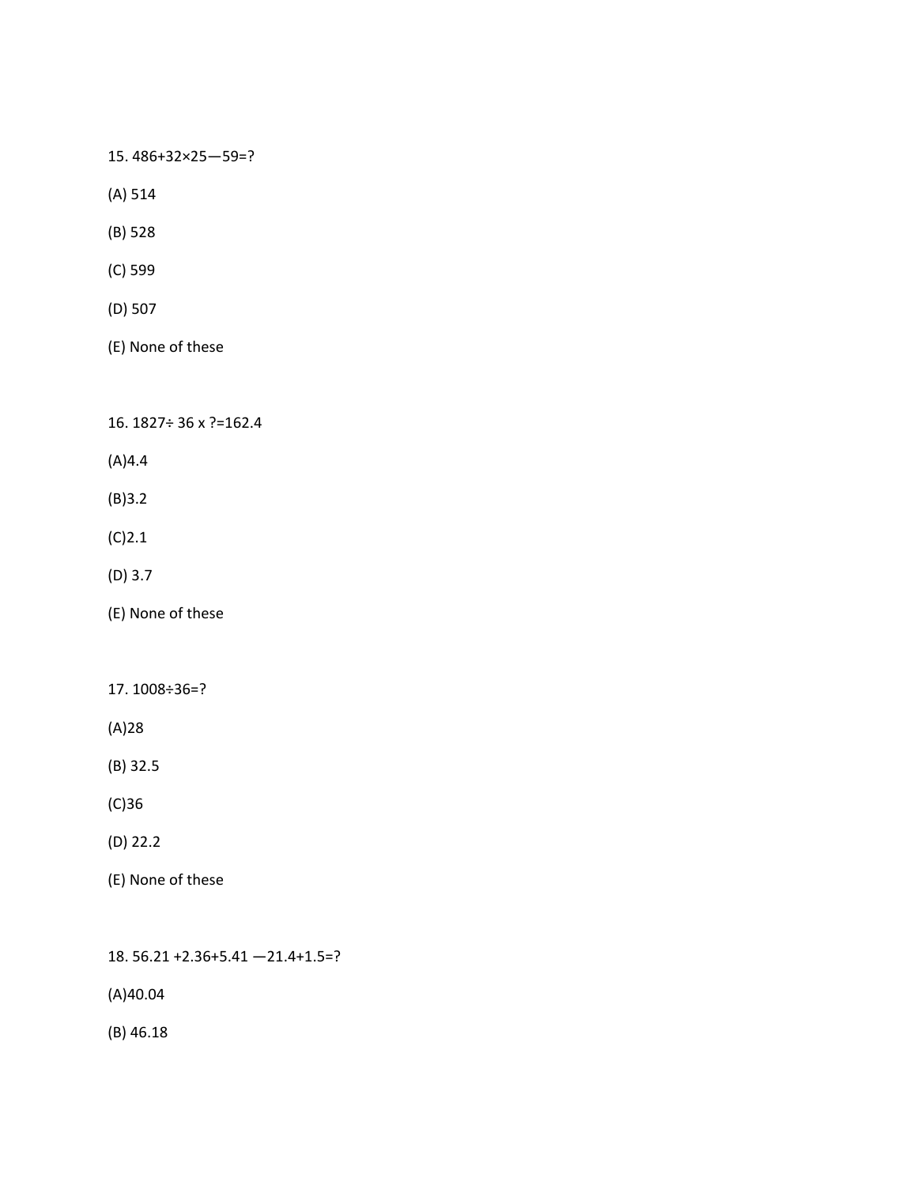15. $486+32\times25—59=?$

(A) 514

(B) 528

(C) 599

(D) 507

(E) None of these

16. $1827\div 36 \times ?=162.4$

(A)4.4

(B)3.2

(C)2.1

(D) 3.7

(E) None of these

17. $1008\div36=?$

(A)28

(B) 32.5

(C)36

(D) 22.2

(E) None of these

18. $56.21 +2.36+5.41 —21.4+1.5=?$

(A)40.04

(B) 46.18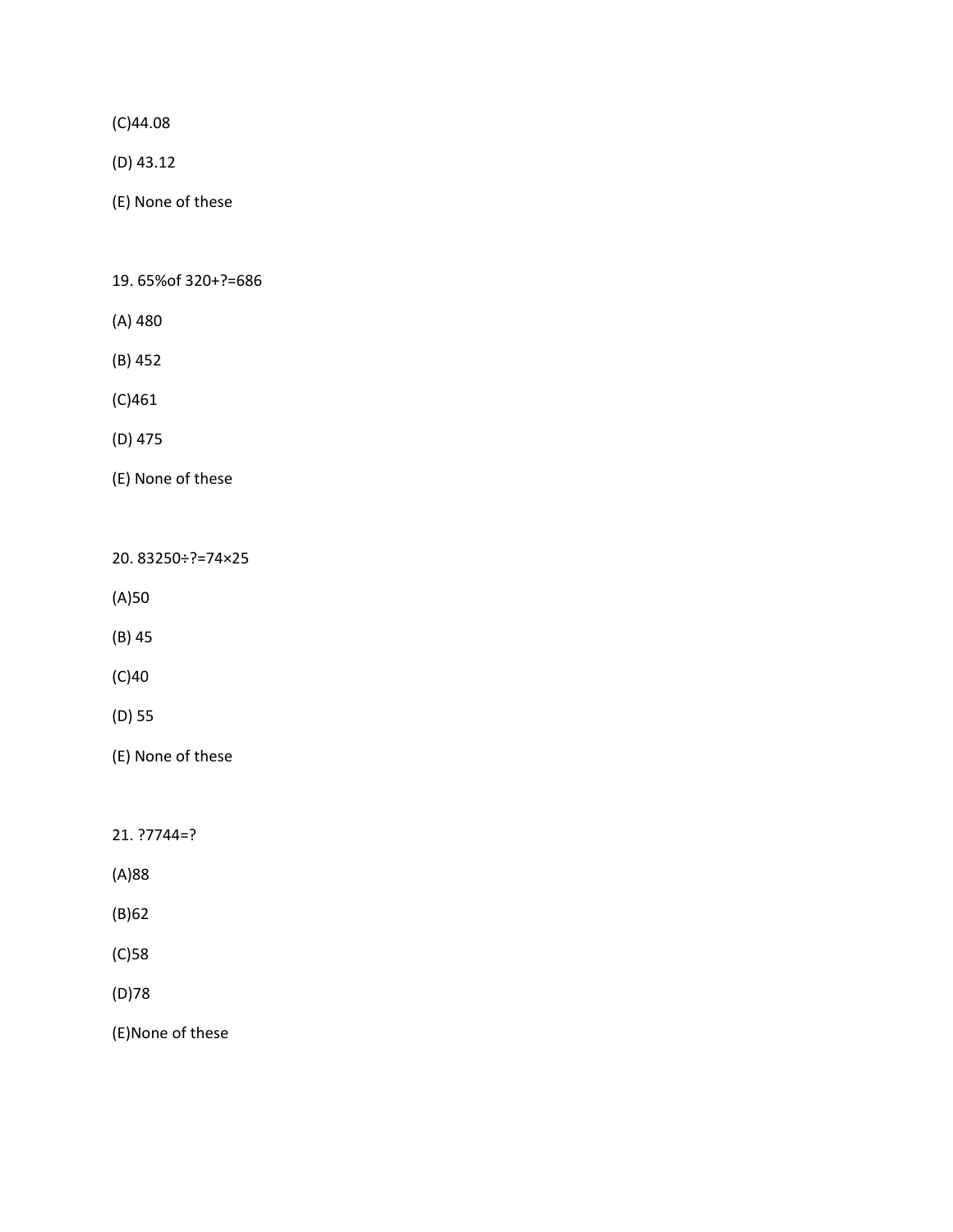(C)44.08

(D) 43.12

(E) None of these

19. 65%of 320+?=686

(A) 480

(B) 452

(C)461

(D) 475

(E) None of these

20. 83250÷?=74×25

(A)50

(B) 45

(C)40

(D) 55

(E) None of these

21. ?7744=?

(A)88

(B)62

(C)58

(D)78

(E)None of these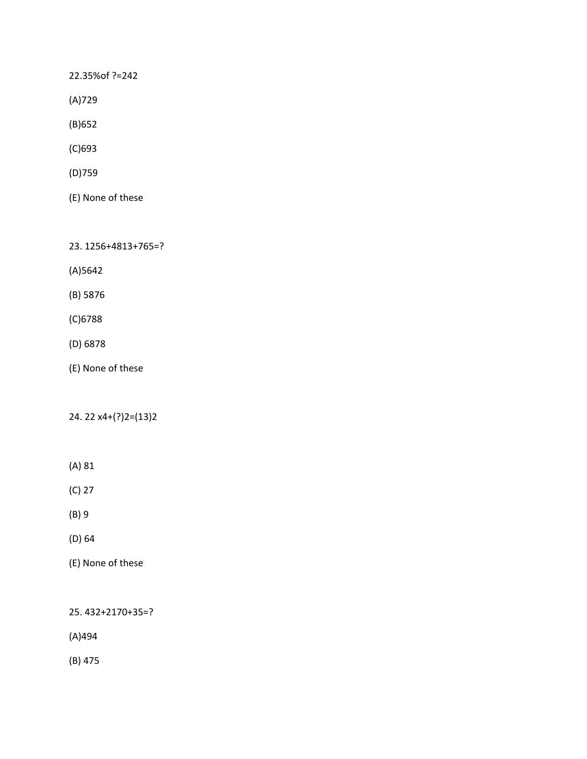22.35%of ?=242

(A)729

(B)652

(C)693

(D)759

(E) None of these

23. 1256+4813+765=?

(A)5642

(B) 5876

(C)6788

(D) 6878

(E) None of these

24. 22 x4+(?)2=(13)2

(A) 81

(C) 27

(B) 9

(D) 64

(E) None of these

25. 432+2170+35=?

(A)494

(B) 475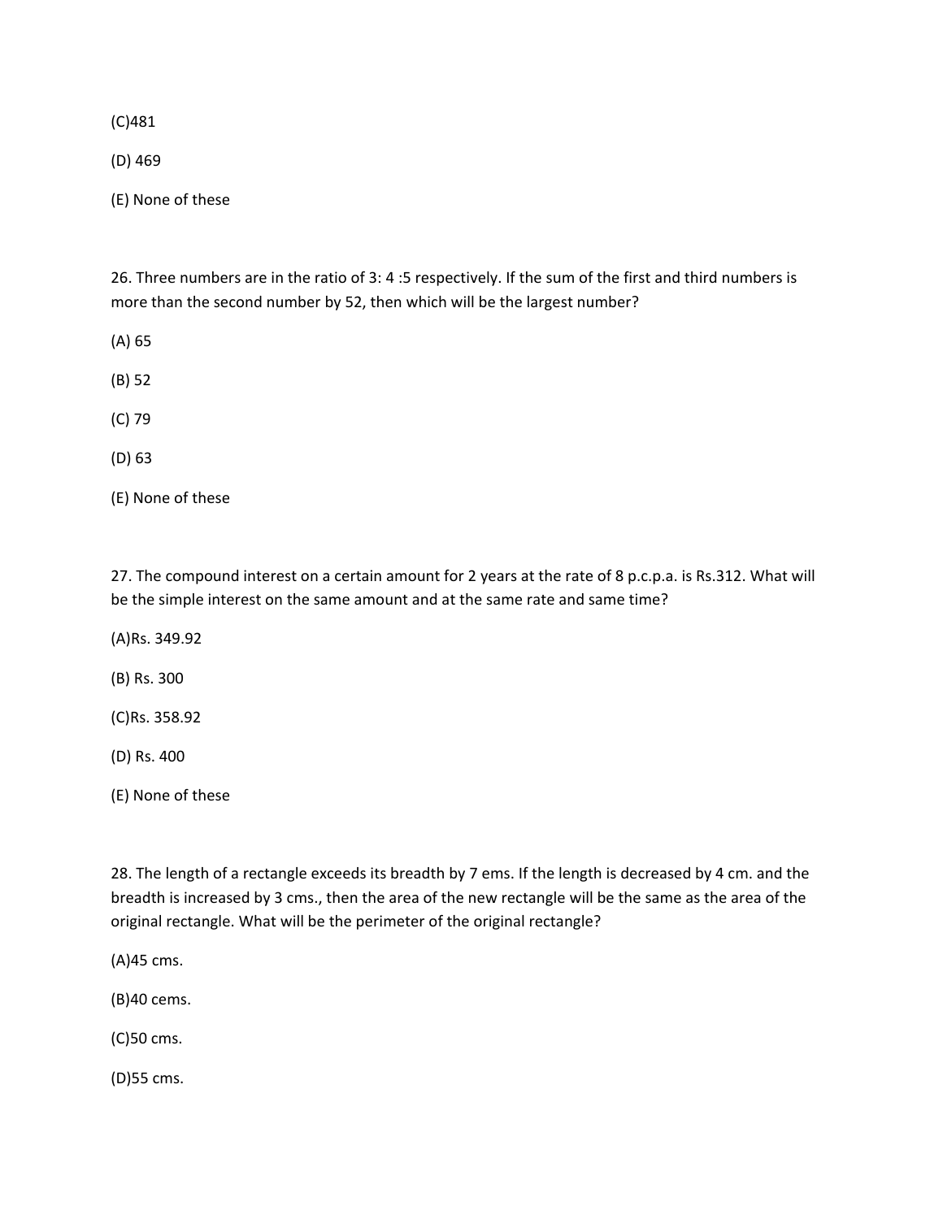(C)481

(D) 469

(E) None of these

26. Three numbers are in the ratio of 3: 4 :5 respectively. If the sum of the first and third numbers is more than the second number by 52, then which will be the largest number?

(A) 65

(B) 52

(C) 79

(D) 63

(E) None of these

27. The compound interest on a certain amount for 2 years at the rate of 8 p.c.p.a. is Rs.312. What will be the simple interest on the same amount and at the same rate and same time?

(A)Rs. 349.92

(B) Rs. 300

(C)Rs. 358.92

(D) Rs. 400

(E) None of these

28. The length of a rectangle exceeds its breadth by 7 ems. If the length is decreased by 4 cm. and the breadth is increased by 3 cms., then the area of the new rectangle will be the same as the area of the original rectangle. What will be the perimeter of the original rectangle?

(A)45 cms.

(B)40 cems.

(C)50 cms.

(D)55 cms.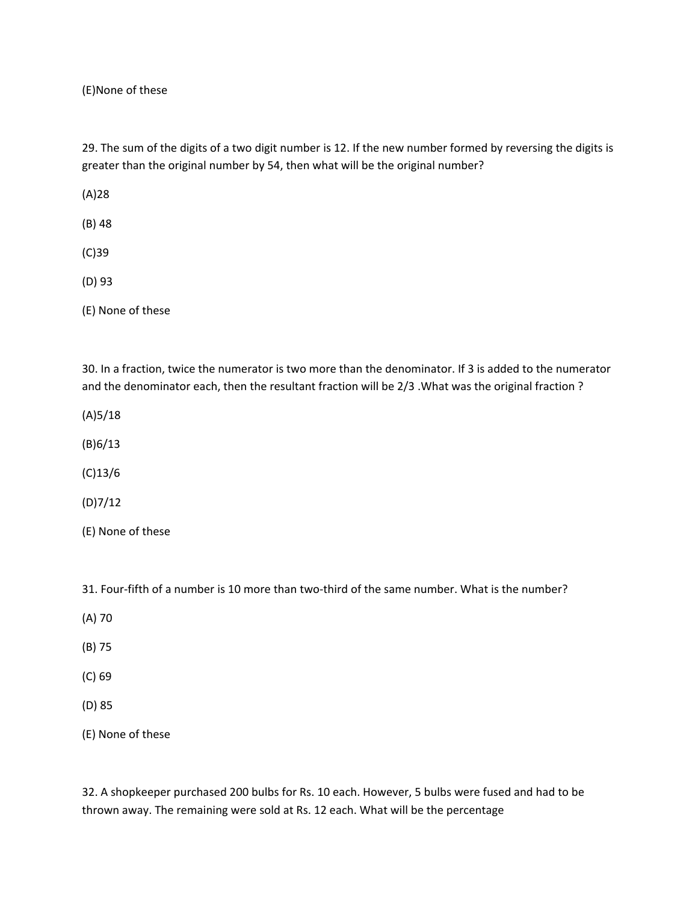(E)None of these

29. The sum of the digits of a two digit number is 12. If the new number formed by reversing the digits is greater than the original number by 54, then what will be the original number?

(A)28

(B) 48

(C)39

(D) 93

(E) None of these

30. In a fraction, twice the numerator is two more than the denominator. If 3 is added to the numerator and the denominator each, then the resultant fraction will be 2/3 .What was the original fraction ?

(A)5/18

(B)6/13

(C)13/6

(D)7/12

(E) None of these

31. Four-fifth of a number is 10 more than two-third of the same number. What is the number?

(A) 70

(B) 75

(C) 69

(D) 85

(E) None of these

32. A shopkeeper purchased 200 bulbs for Rs. 10 each. However, 5 bulbs were fused and had to be thrown away. The remaining were sold at Rs. 12 each. What will be the percentage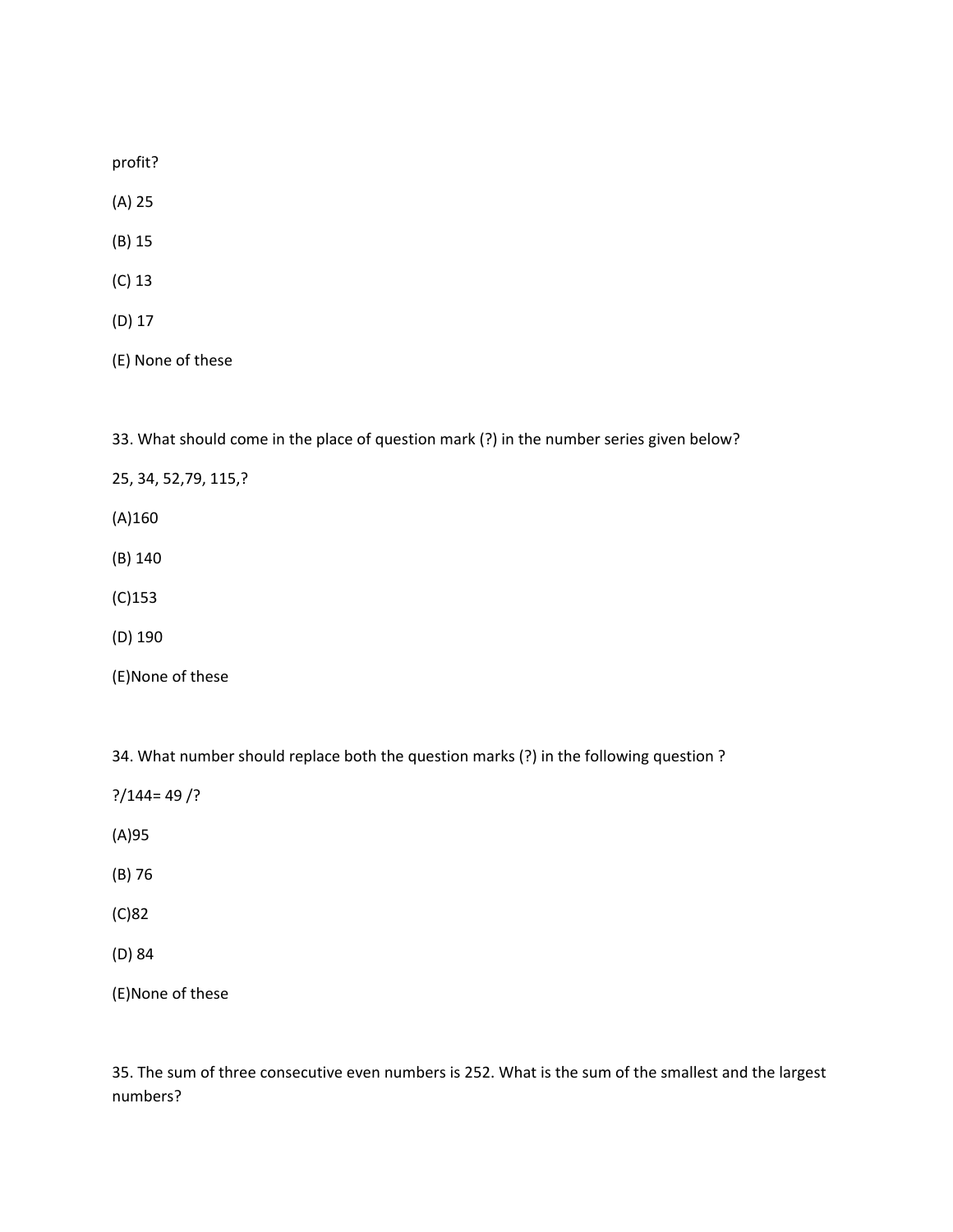profit?

(A) 25

(B) 15

(C) 13

(D) 17

(E) None of these

33. What should come in the place of question mark (?) in the number series given below?

25, 34, 52,79, 115,?

(A)160

(B) 140

(C)153

(D) 190

(E)None of these

34. What number should replace both the question marks (?) in the following question ?

?/144= 49 /?

(A)95

(B) 76

(C)82

(D) 84

(E)None of these

35. The sum of three consecutive even numbers is 252. What is the sum of the smallest and the largest numbers?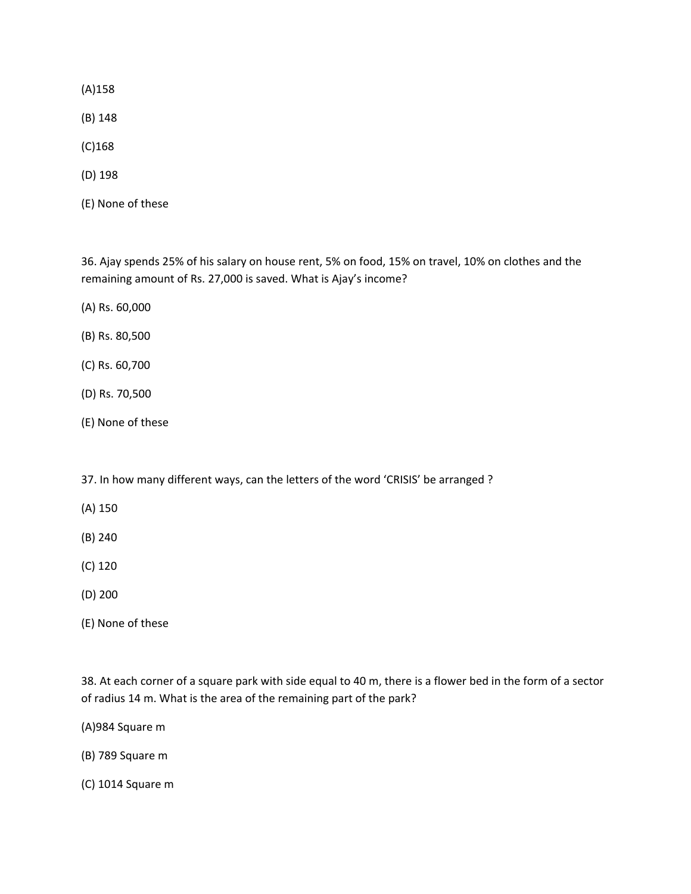(A)158

(B) 148

(C)168

(D) 198

(E) None of these

36. Ajay spends 25% of his salary on house rent, 5% on food, 15% on travel, 10% on clothes and the remaining amount of Rs. 27,000 is saved. What is Ajay's income?

(A) Rs. 60,000

(B) Rs. 80,500

(C) Rs. 60,700

(D) Rs. 70,500

(E) None of these

37. In how many different ways, can the letters of the word 'CRISIS' be arranged ?

(A) 150

(B) 240

(C) 120

(D) 200

(E) None of these

38. At each corner of a square park with side equal to 40 m, there is a flower bed in the form of a sector of radius 14 m. What is the area of the remaining part of the park?

(A)984 Square m

(B) 789 Square m

(C) 1014 Square m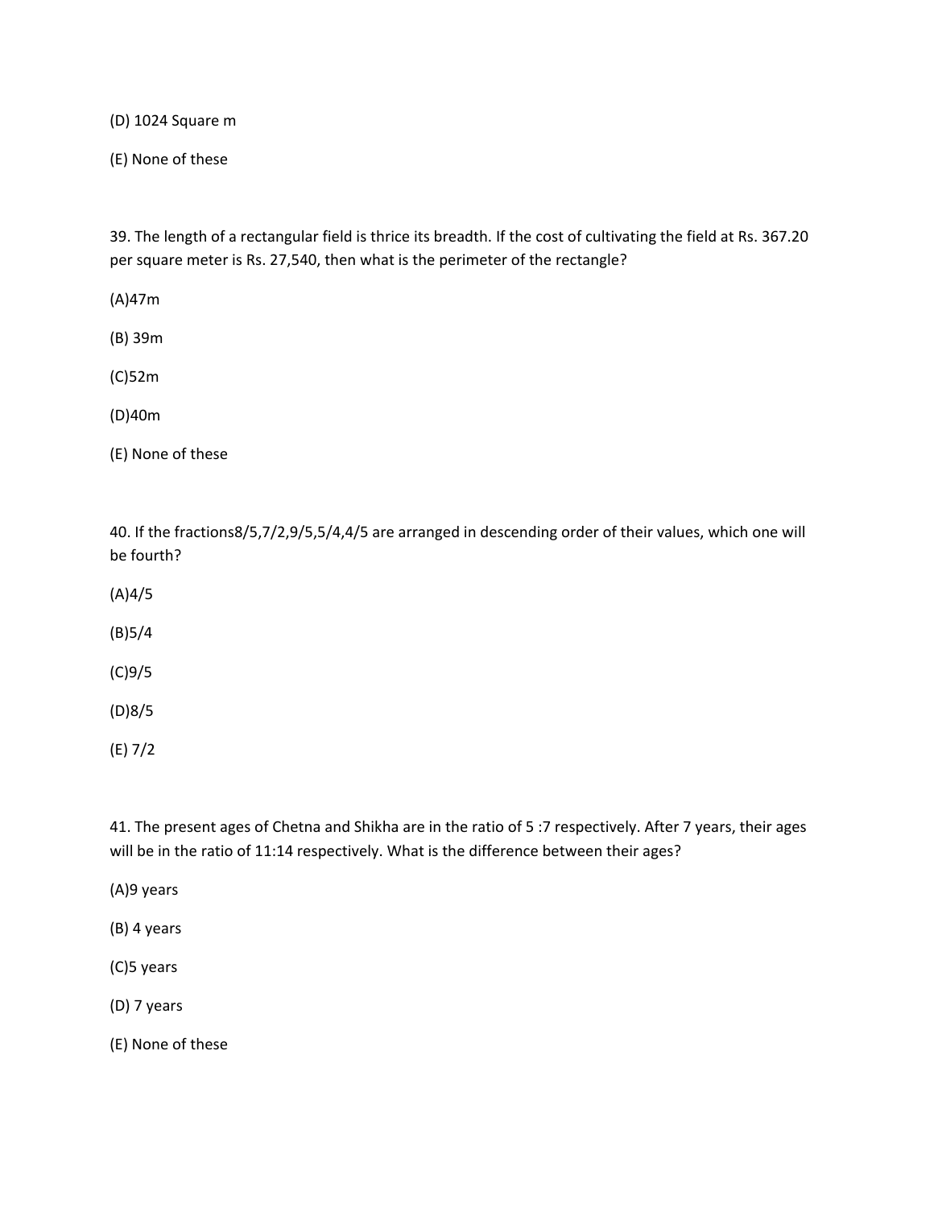(D) 1024 Square m

(E) None of these

39. The length of a rectangular field is thrice its breadth. If the cost of cultivating the field at Rs. 367.20 per square meter is Rs. 27,540, then what is the perimeter of the rectangle?

(A)47m

(B) 39m

(C)52m

(D)40m

(E) None of these

40. If the fractions8/5,7/2,9/5,5/4,4/5 are arranged in descending order of their values, which one will be fourth?

(A)4/5

(B)5/4

(C)9/5

(D)8/5

(E) 7/2

41. The present ages of Chetna and Shikha are in the ratio of 5 :7 respectively. After 7 years, their ages will be in the ratio of 11:14 respectively. What is the difference between their ages?

(A)9 years

(B) 4 years

(C)5 years

(D) 7 years

(E) None of these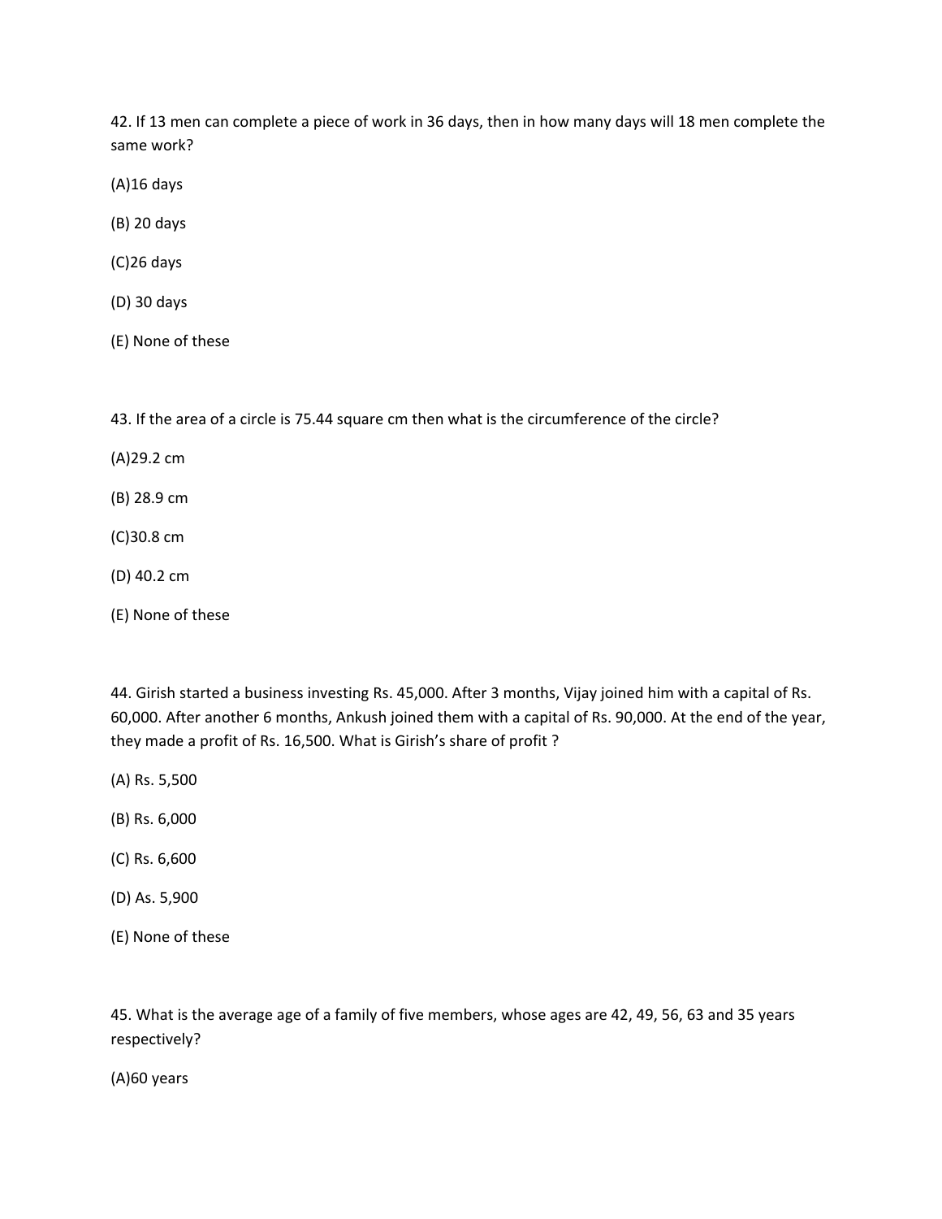42. If 13 men can complete a piece of work in 36 days, then in how many days will 18 men complete the same work?

(A)16 days

(B) 20 days

(C)26 days

(D) 30 days

(E) None of these

43. If the area of a circle is 75.44 square cm then what is the circumference of the circle?

(A)29.2 cm

(B) 28.9 cm

(C)30.8 cm

(D) 40.2 cm

(E) None of these

44. Girish started a business investing Rs. 45,000. After 3 months, Vijay joined him with a capital of Rs. 60,000. After another 6 months, Ankush joined them with a capital of Rs. 90,000. At the end of the year, they made a profit of Rs. 16,500. What is Girish's share of profit ?

(A) Rs. 5,500

(B) Rs. 6,000

(C) Rs. 6,600

(D) As. 5,900

(E) None of these

45. What is the average age of a family of five members, whose ages are 42, 49, 56, 63 and 35 years respectively?

(A)60 years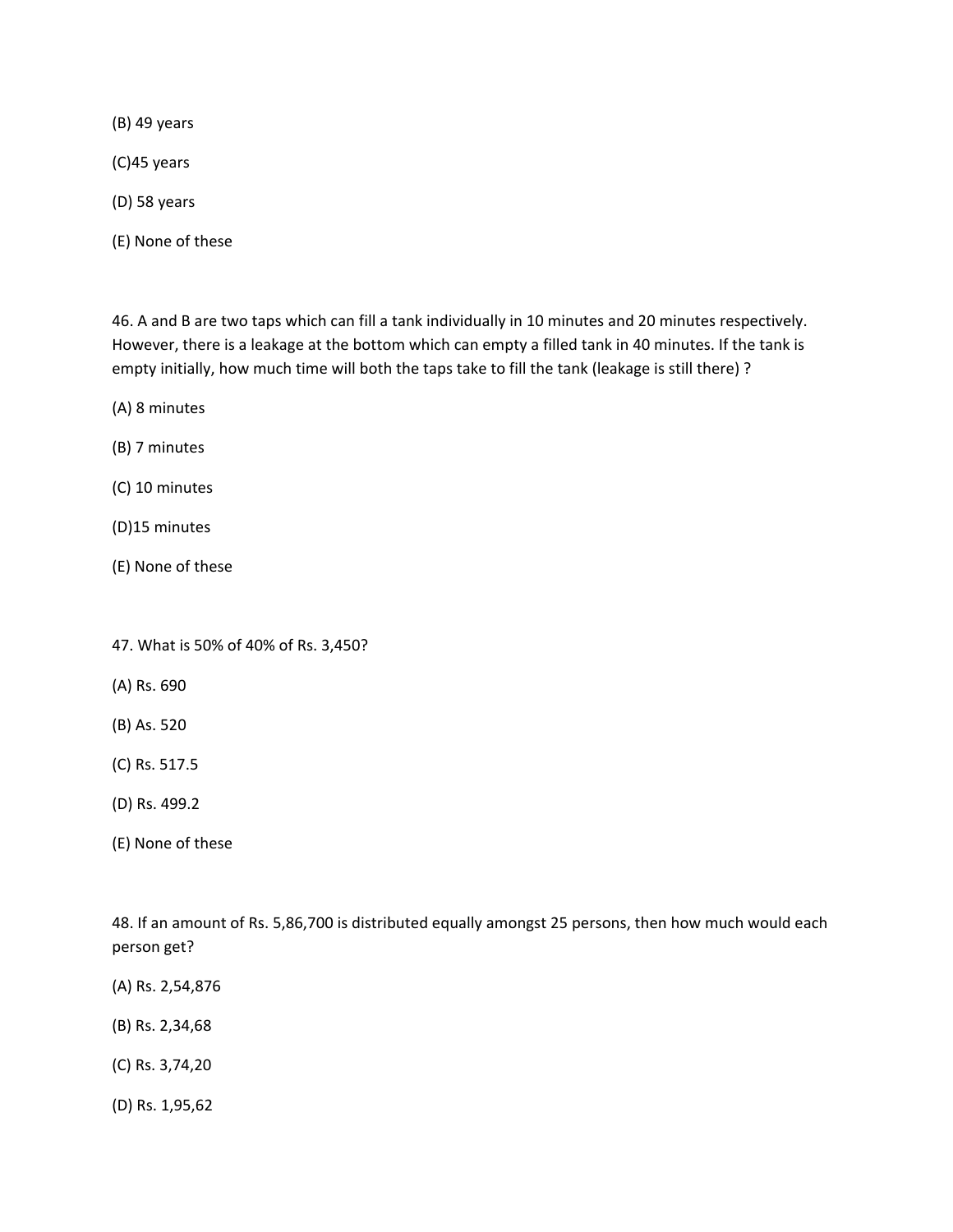(B) 49 years

(C)45 years

(D) 58 years

(E) None of these

46. A and B are two taps which can fill a tank individually in 10 minutes and 20 minutes respectively. However, there is a leakage at the bottom which can empty a filled tank in 40 minutes. If the tank is empty initially, how much time will both the taps take to fill the tank (leakage is still there) ?

(A) 8 minutes

(B) 7 minutes

(C) 10 minutes

(D)15 minutes

(E) None of these

47. What is 50% of 40% of Rs. 3,450?

(A) Rs. 690

(B) As. 520

(C) Rs. 517.5

(D) Rs. 499.2

(E) None of these

48. If an amount of Rs. 5,86,700 is distributed equally amongst 25 persons, then how much would each person get?

(A) Rs. 2,54,876

(B) Rs. 2,34,68

(C) Rs. 3,74,20

(D) Rs. 1,95,62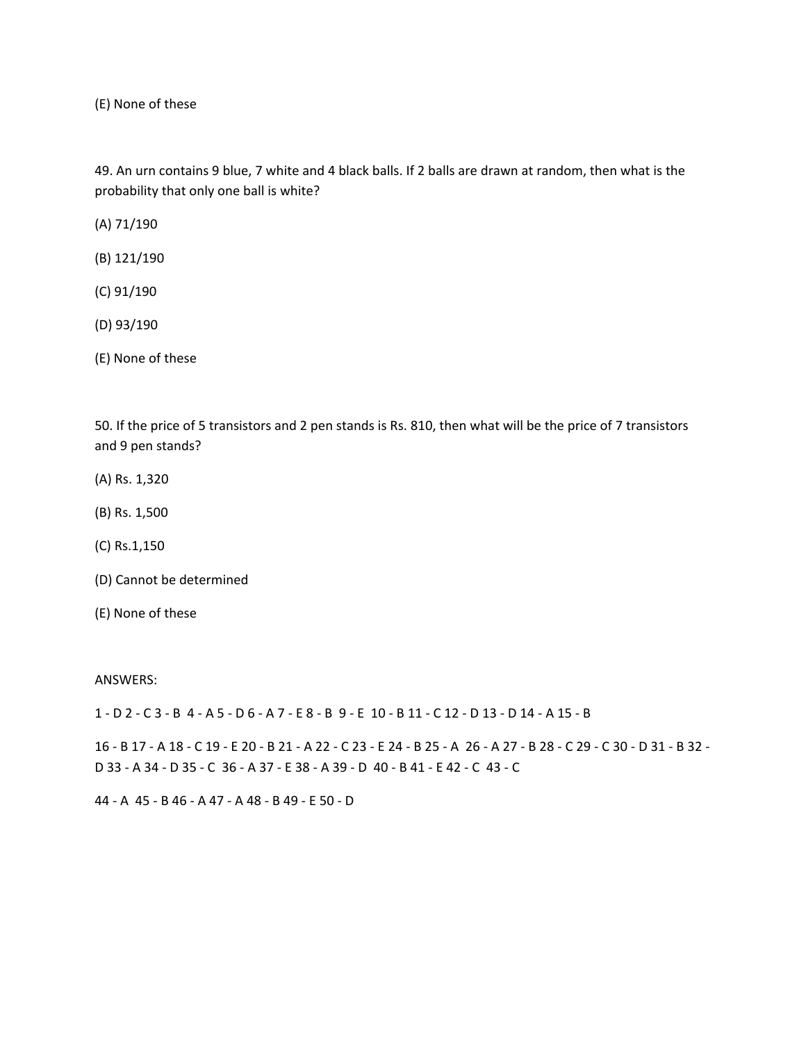(E) None of these

49. An urn contains 9 blue, 7 white and 4 black balls. If 2 balls are drawn at random, then what is the probability that only one ball is white?

(A) 71/190

(B) 121/190

(C) 91/190

(D) 93/190

(E) None of these

50. If the price of 5 transistors and 2 pen stands is Rs. 810, then what will be the price of 7 transistors and 9 pen stands?

(A) Rs. 1,320

(B) Rs. 1,500

(C) Rs.1,150

(D) Cannot be determined

(E) None of these

ANSWERS:

1 - D 2 - C 3 - B 4 - A 5 - D 6 - A 7 - E 8 - B 9 - E 10 - B 11 - C 12 - D 13 - D 14 - A 15 - B

16 - B 17 - A 18 - C 19 - E 20 - B 21 - A 22 - C 23 - E 24 - B 25 - A 26 - A 27 - B 28 - C 29 - C 30 - D 31 - B 32 - D 33 - A 34 - D 35 - C 36 - A 37 - E 38 - A 39 - D 40 - B 41 - E 42 - C 43 - C

44 - A 45 - B 46 - A 47 - A 48 - B 49 - E 50 - D